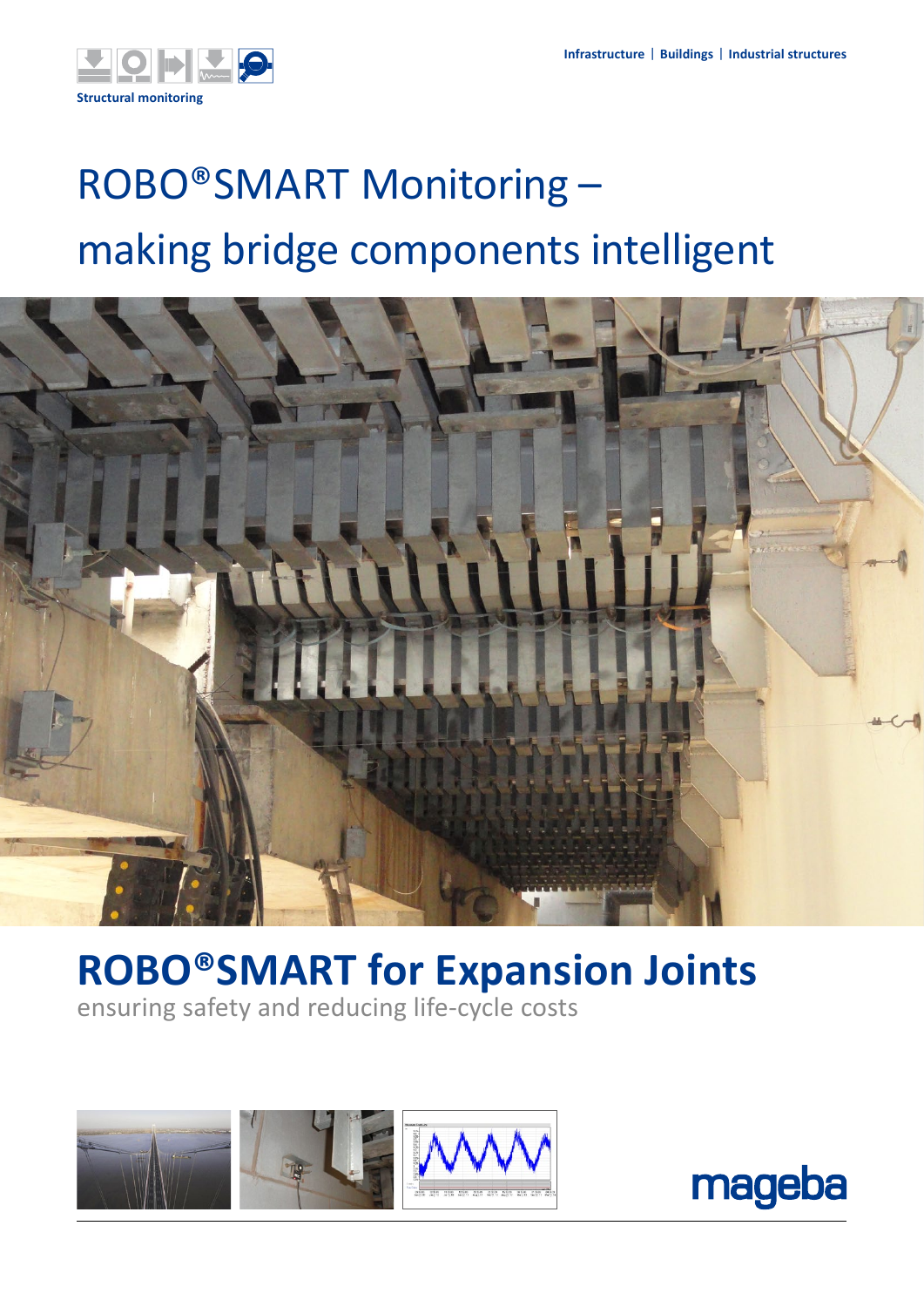Structural monitoring

Infrastructure | Buildings | Industrial structures

# ROBO®SMART Monitoring – making bridge components intelligent

## ROBO®SMART for Expansion Joints

ensuring safety and reducing life-cycle costs

mageba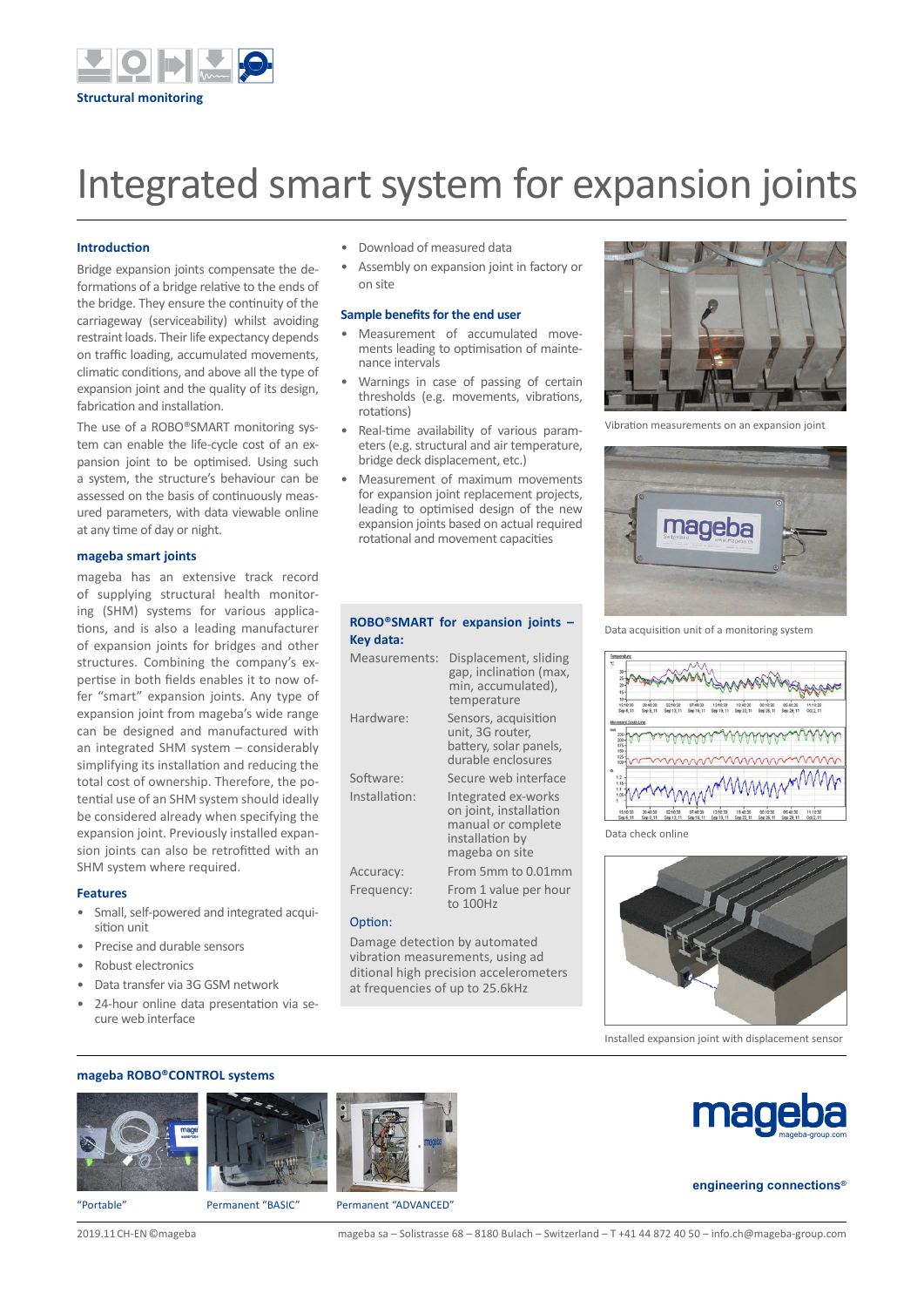Structural monitoring

# Integrated smart system for expansion joints

## Introduction

Bridge expansion joints compensate the deformations of a bridge relative to the ends of the bridge. They ensure the continuity of the carriageway (serviceability) whilst avoiding restraint loads. Their life expectancy depends on traffic loading, accumulated movements, climatic conditions, and above all the type of expansion joint and the quality of its design, fabrication and installation.

The use of a ROBO®SMART monitoring system can enable the life-cycle cost of an expansion joint to be optimised. Using such a system, the structure's behaviour can be assessed on the basis of continuously measured parameters, with data viewable online at any time of day or night.

## mageba smart joints

mageba has an extensive track record of supplying structural health monitoring (SHM) systems for various applications, and is also a leading manufacturer of expansion joints for bridges and other structures. Combining the company's expertise in both fields enables it to now offer "smart" expansion joints. Any type of expansion joint from mageba's wide range can be designed and manufactured with an integrated SHM system – considerably simplifying its installation and reducing the total cost of ownership. Therefore, the potential use of an SHM system should ideally be considered already when specifying the expansion joint. Previously installed expansion joints can also be retrofitted with an SHM system where required.

## Features

- Small, self-powered and integrated acquisition unit
- Precise and durable sensors
- Robust electronics
- Data transfer via 3G GSM network
- 24-hour online data presentation via secure web interface
- Download of measured data
- Assembly on expansion joint in factory or on site

## Sample benefits for the end user

- Measurement of accumulated movements leading to optimisation of maintenance intervals
- Warnings in case of passing of certain thresholds (e.g. movements, vibrations, rotations)
- Real-time availability of various parameters (e.g. structural and air temperature, bridge deck displacement, etc.)
- Measurement of maximum movements for expansion joint replacement projects, leading to optimised design of the new expansion joints based on actual required rotational and movement capacities

## ROBO®SMART for expansion joints – Key data:

| | |
|---|---|
| Measurements: | Displacement, sliding gap, inclination (max, min, accumulated), temperature |
| Hardware: | Sensors, acquisition unit, 3G router, battery, solar panels, durable enclosures |
| Software: | Secure web interface |
| Installation: | Integrated ex-works on joint, installation manual or complete installation by mageba on site |
| Accuracy: | From 5mm to 0.01mm |
| Frequency: | From 1 value per hour to 100Hz |

Option:

Damage detection by automated vibration measurements, using additional high precision accelerometers at frequencies of up to 25.6kHz

Vibration measurements on an expansion joint

Data acquisition unit of a monitoring system

Data check online

Installed expansion joint with displacement sensor

## mageba ROBO®CONTROL systems

"Portable"

Permanent "BASIC"

Permanent "ADVANCED"

mageba
mageba-group.com

engineering connections®

2019.11 CH-EN ©mageba

mageba sa – Solistrasse 68 – 8180 Bulach – Switzerland – T +41 44 872 40 50 – info.ch@mageba-group.com